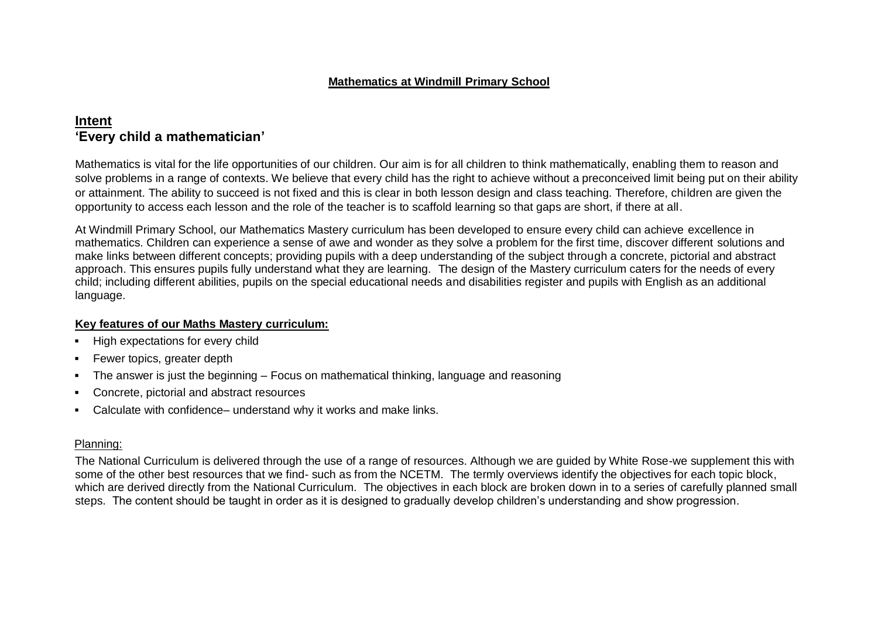**Mathematics at Windmill Primary School**

## Intent

### 'Every child a mathematician'

Mathematics is vital for the life opportunities of our children. Our aim is for all children to think mathematically, enabling them to reason and solve problems in a range of contexts. We believe that every child has the right to achieve without a preconceived limit being put on their ability or attainment. The ability to succeed is not fixed and this is clear in both lesson design and class teaching. Therefore, children are given the opportunity to access each lesson and the role of the teacher is to scaffold learning so that gaps are short, if there at all.

At Windmill Primary School, our Mathematics Mastery curriculum has been developed to ensure every child can achieve excellence in mathematics. Children can experience a sense of awe and wonder as they solve a problem for the first time, discover different solutions and make links between different concepts; providing pupils with a deep understanding of the subject through a concrete, pictorial and abstract approach. This ensures pupils fully understand what they are learning. The design of the Mastery curriculum caters for the needs of every child; including different abilities, pupils on the special educational needs and disabilities register and pupils with English as an additional language.

**Key features of our Maths Mastery curriculum:**

- High expectations for every child
- Fewer topics, greater depth
- The answer is just the beginning – Focus on mathematical thinking, language and reasoning
- Concrete, pictorial and abstract resources
- Calculate with confidence– understand why it works and make links.

Planning:

The National Curriculum is delivered through the use of a range of resources. Although we are guided by White Rose-we supplement this with some of the other best resources that we find- such as from the NCETM. The termly overviews identify the objectives for each topic block, which are derived directly from the National Curriculum. The objectives in each block are broken down in to a series of carefully planned small steps. The content should be taught in order as it is designed to gradually develop children's understanding and show progression.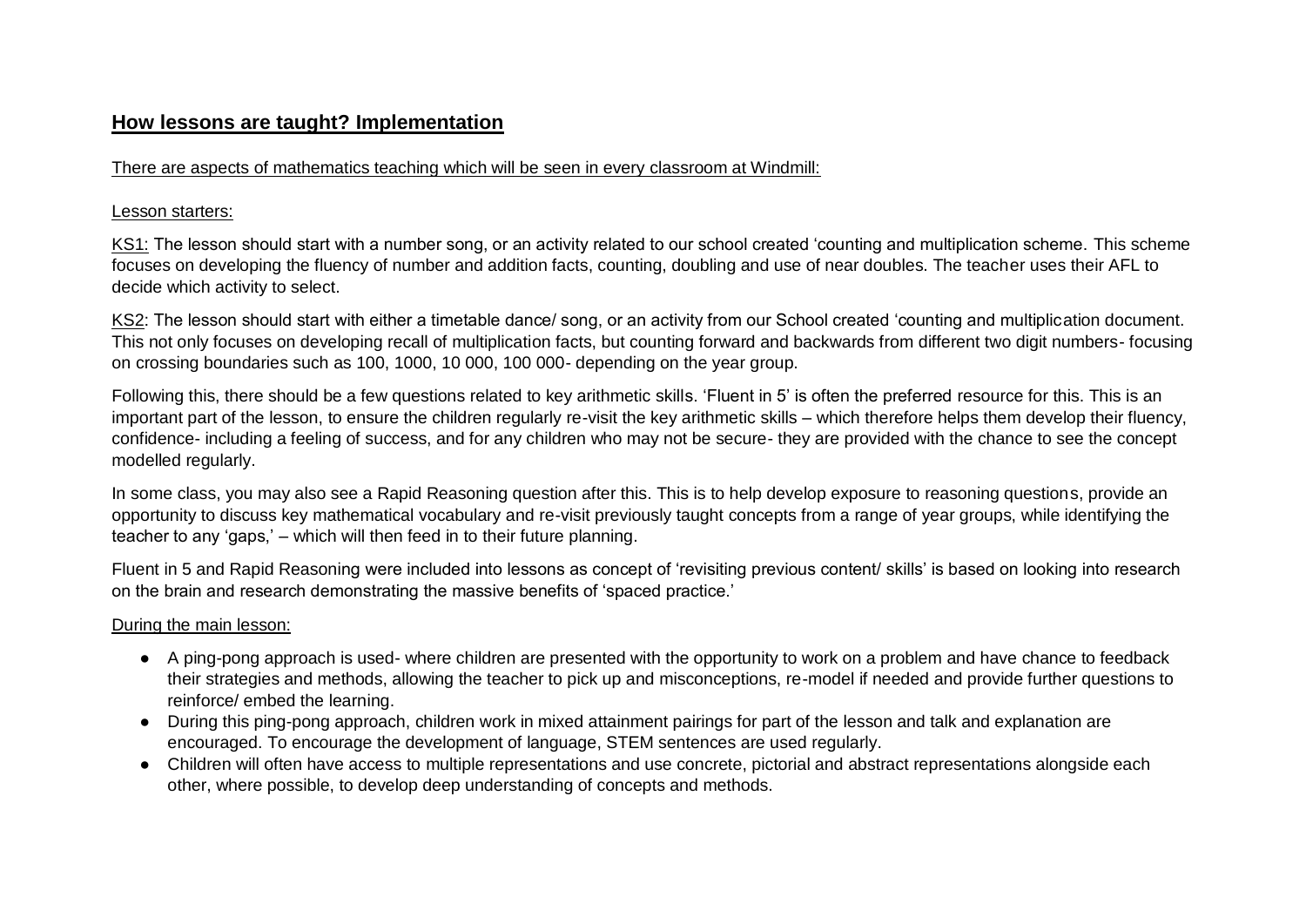## **How lessons are taught? Implementation**

There are aspects of mathematics teaching which will be seen in every classroom at Windmill:

Lesson starters:

KS1: The lesson should start with a number song, or an activity related to our school created 'counting and multiplication scheme. This scheme focuses on developing the fluency of number and addition facts, counting, doubling and use of near doubles. The teacher uses their AFL to decide which activity to select.

KS2: The lesson should start with either a timetable dance/ song, or an activity from our School created 'counting and multiplication document. This not only focuses on developing recall of multiplication facts, but counting forward and backwards from different two digit numbers- focusing on crossing boundaries such as 100, 1000, 10 000, 100 000- depending on the year group.

Following this, there should be a few questions related to key arithmetic skills. 'Fluent in 5' is often the preferred resource for this. This is an important part of the lesson, to ensure the children regularly re-visit the key arithmetic skills – which therefore helps them develop their fluency, confidence- including a feeling of success, and for any children who may not be secure- they are provided with the chance to see the concept modelled regularly.

In some class, you may also see a Rapid Reasoning question after this. This is to help develop exposure to reasoning questions, provide an opportunity to discuss key mathematical vocabulary and re-visit previously taught concepts from a range of year groups, while identifying the teacher to any 'gaps,' – which will then feed in to their future planning.

Fluent in 5 and Rapid Reasoning were included into lessons as concept of 'revisiting previous content/ skills' is based on looking into research on the brain and research demonstrating the massive benefits of 'spaced practice.'

During the main lesson:

- A ping-pong approach is used- where children are presented with the opportunity to work on a problem and have chance to feedback their strategies and methods, allowing the teacher to pick up and misconceptions, re-model if needed and provide further questions to reinforce/ embed the learning.
- During this ping-pong approach, children work in mixed attainment pairings for part of the lesson and talk and explanation are encouraged. To encourage the development of language, STEM sentences are used regularly.
- Children will often have access to multiple representations and use concrete, pictorial and abstract representations alongside each other, where possible, to develop deep understanding of concepts and methods.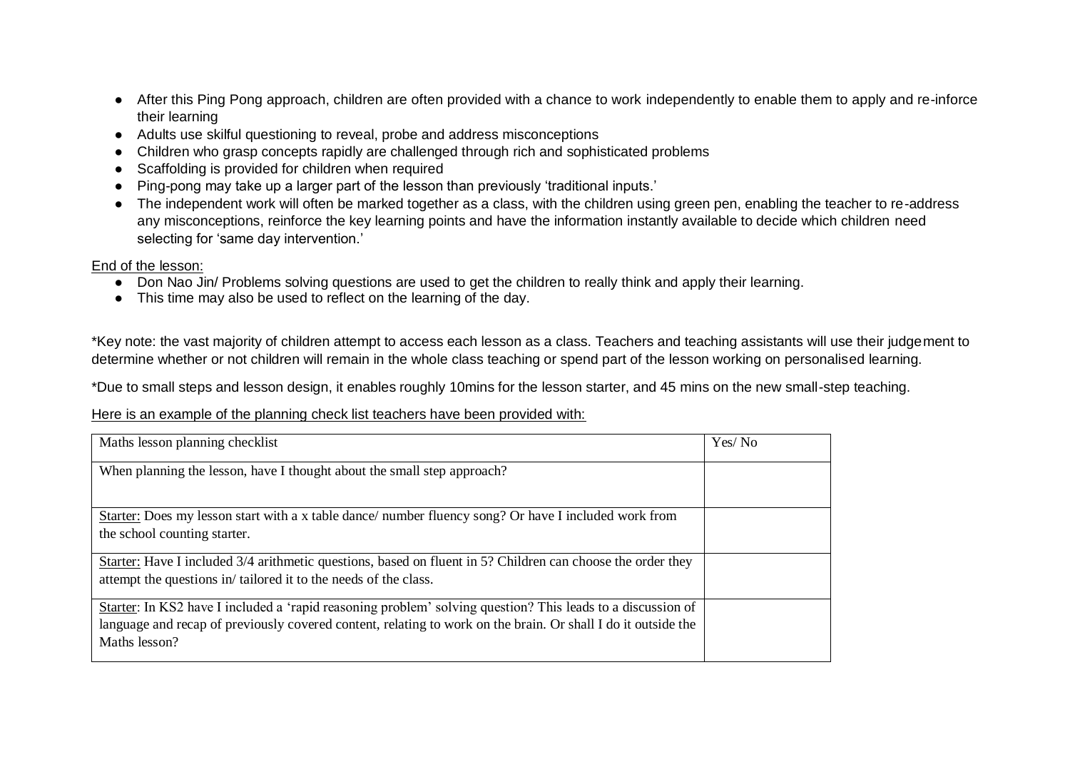- After this Ping Pong approach, children are often provided with a chance to work independently to enable them to apply and re-inforce their learning
- Adults use skilful questioning to reveal, probe and address misconceptions
- Children who grasp concepts rapidly are challenged through rich and sophisticated problems
- Scaffolding is provided for children when required
- Ping-pong may take up a larger part of the lesson than previously 'traditional inputs.'
- The independent work will often be marked together as a class, with the children using green pen, enabling the teacher to re-address any misconceptions, reinforce the key learning points and have the information instantly available to decide which children need selecting for 'same day intervention.'

<u>End of the lesson:</u>

- Don Nao Jin/ Problems solving questions are used to get the children to really think and apply their learning.
- This time may also be used to reflect on the learning of the day.

*Key note: the vast majority of children attempt to access each lesson as a class. Teachers and teaching assistants will use their judgement to determine whether or not children will remain in the whole class teaching or spend part of the lesson working on personalised learning.

*Due to small steps and lesson design, it enables roughly 10mins for the lesson starter, and 45 mins on the new small-step teaching.

<u>Here is an example of the planning check list teachers have been provided with:</u>

| Maths lesson planning checklist | Yes/ No |
|---|---|
| When planning the lesson, have I thought about the small step approach? | |
| <u>Starter:</u> Does my lesson start with a x table dance/ number fluency song? Or have I included work from the school counting starter. | |
| <u>Starter:</u> Have I included 3/4 arithmetic questions, based on fluent in 5? Children can choose the order they attempt the questions in/ tailored it to the needs of the class. | |
| <u>Starter</u>: In KS2 have I included a 'rapid reasoning problem' solving question? This leads to a discussion of language and recap of previously covered content, relating to work on the brain. Or shall I do it outside the Maths lesson? | |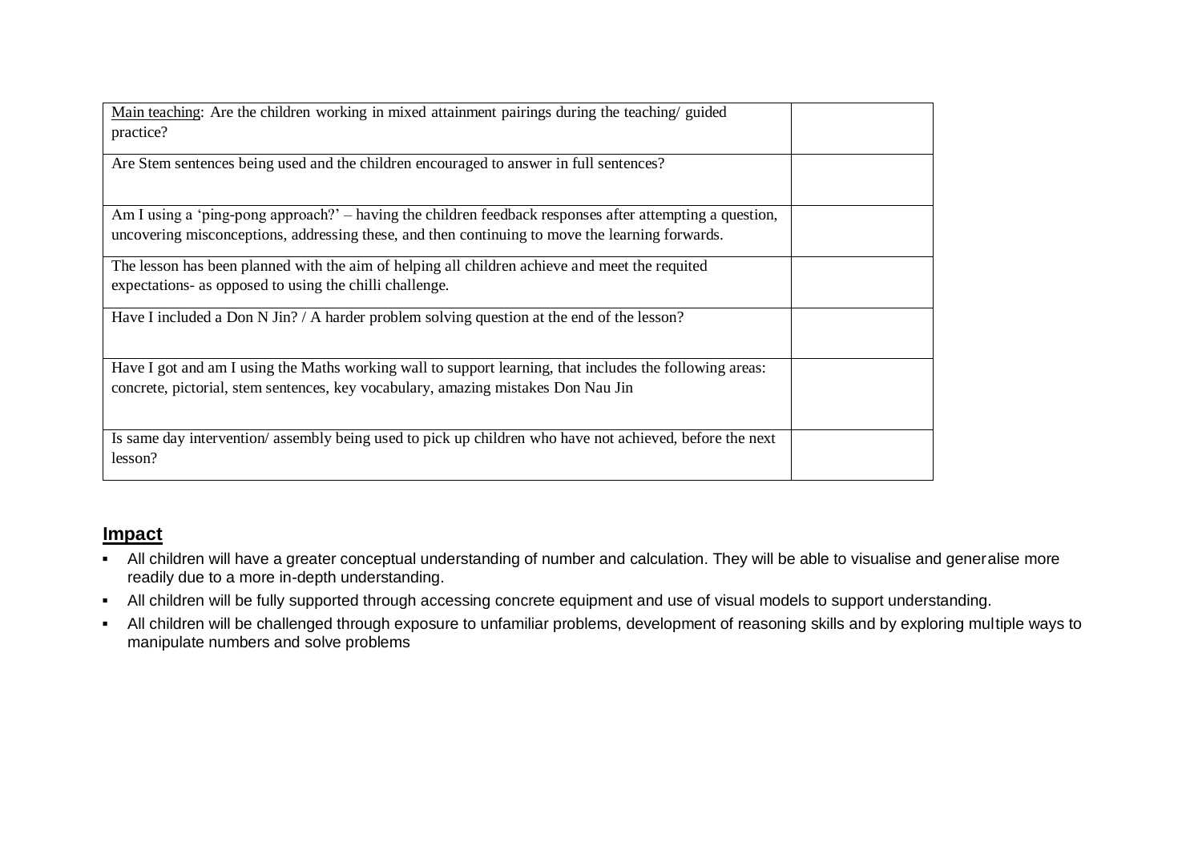| Main teaching: Are the children working in mixed attainment pairings during the teaching/ guided practice? | |
|---|---|
| Are Stem sentences being used and the children encouraged to answer in full sentences? | |
| Am I using a 'ping-pong approach?' – having the children feedback responses after attempting a question, uncovering misconceptions, addressing these, and then continuing to move the learning forwards. | |
| The lesson has been planned with the aim of helping all children achieve and meet the requited expectations- as opposed to using the chilli challenge. | |
| Have I included a Don N Jin? / A harder problem solving question at the end of the lesson? | |
| Have I got and am I using the Maths working wall to support learning, that includes the following areas: concrete, pictorial, stem sentences, key vocabulary, amazing mistakes Don Nau Jin | |
| Is same day intervention/ assembly being used to pick up children who have not achieved, before the next lesson? | |

## Impact

- All children will have a greater conceptual understanding of number and calculation. They will be able to visualise and generalise more readily due to a more in-depth understanding.
- All children will be fully supported through accessing concrete equipment and use of visual models to support understanding.
- All children will be challenged through exposure to unfamiliar problems, development of reasoning skills and by exploring multiple ways to manipulate numbers and solve problems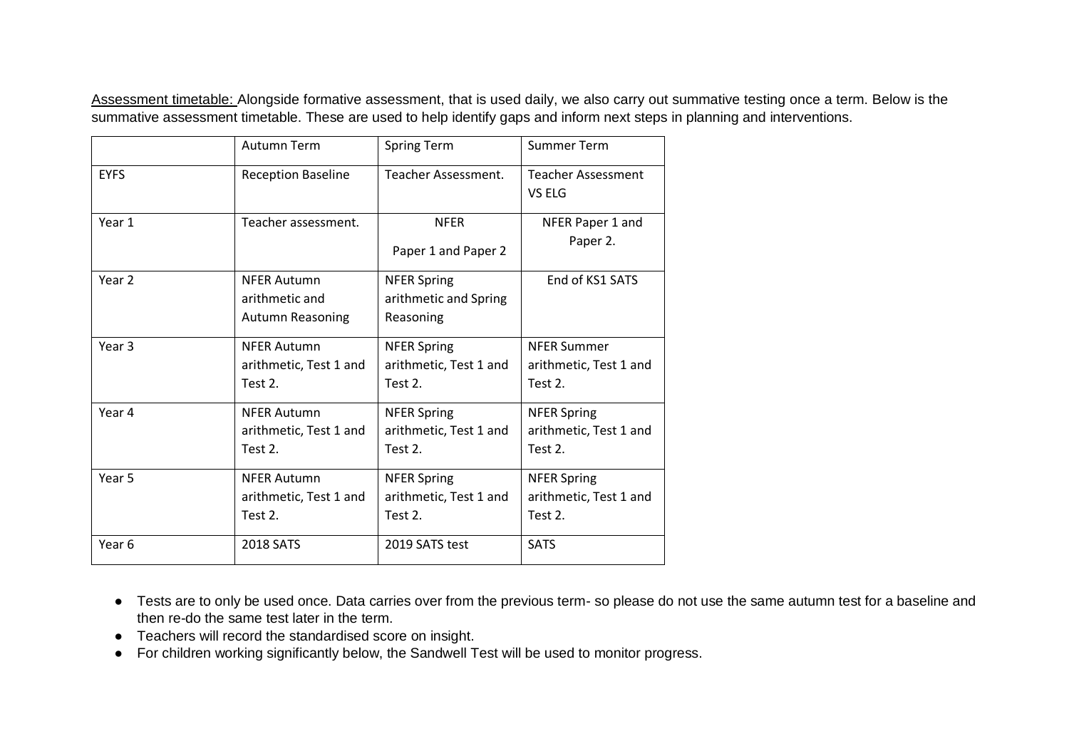<u>Assessment timetable:</u> Alongside formative assessment, that is used daily, we also carry out summative testing once a term. Below is the summative assessment timetable. These are used to help identify gaps and inform next steps in planning and interventions.

| | Autumn Term | Spring Term | Summer Term |
|---|---|---|---|
| EYFS | Reception Baseline | Teacher Assessment. | Teacher Assessment VS ELG |
| Year 1 | Teacher assessment. | NFER Paper 1 and Paper 2 | NFER Paper 1 and Paper 2. |
| Year 2 | NFER Autumn arithmetic and Autumn Reasoning | NFER Spring arithmetic and Spring Reasoning | End of KS1 SATS |
| Year 3 | NFER Autumn arithmetic, Test 1 and Test 2. | NFER Spring arithmetic, Test 1 and Test 2. | NFER Summer arithmetic, Test 1 and Test 2. |
| Year 4 | NFER Autumn arithmetic, Test 1 and Test 2. | NFER Spring arithmetic, Test 1 and Test 2. | NFER Spring arithmetic, Test 1 and Test 2. |
| Year 5 | NFER Autumn arithmetic, Test 1 and Test 2. | NFER Spring arithmetic, Test 1 and Test 2. | NFER Spring arithmetic, Test 1 and Test 2. |
| Year 6 | 2018 SATS | 2019 SATS test | SATS |

- Tests are to only be used once. Data carries over from the previous term- so please do not use the same autumn test for a baseline and then re-do the same test later in the term.
- Teachers will record the standardised score on insight.
- For children working significantly below, the Sandwell Test will be used to monitor progress.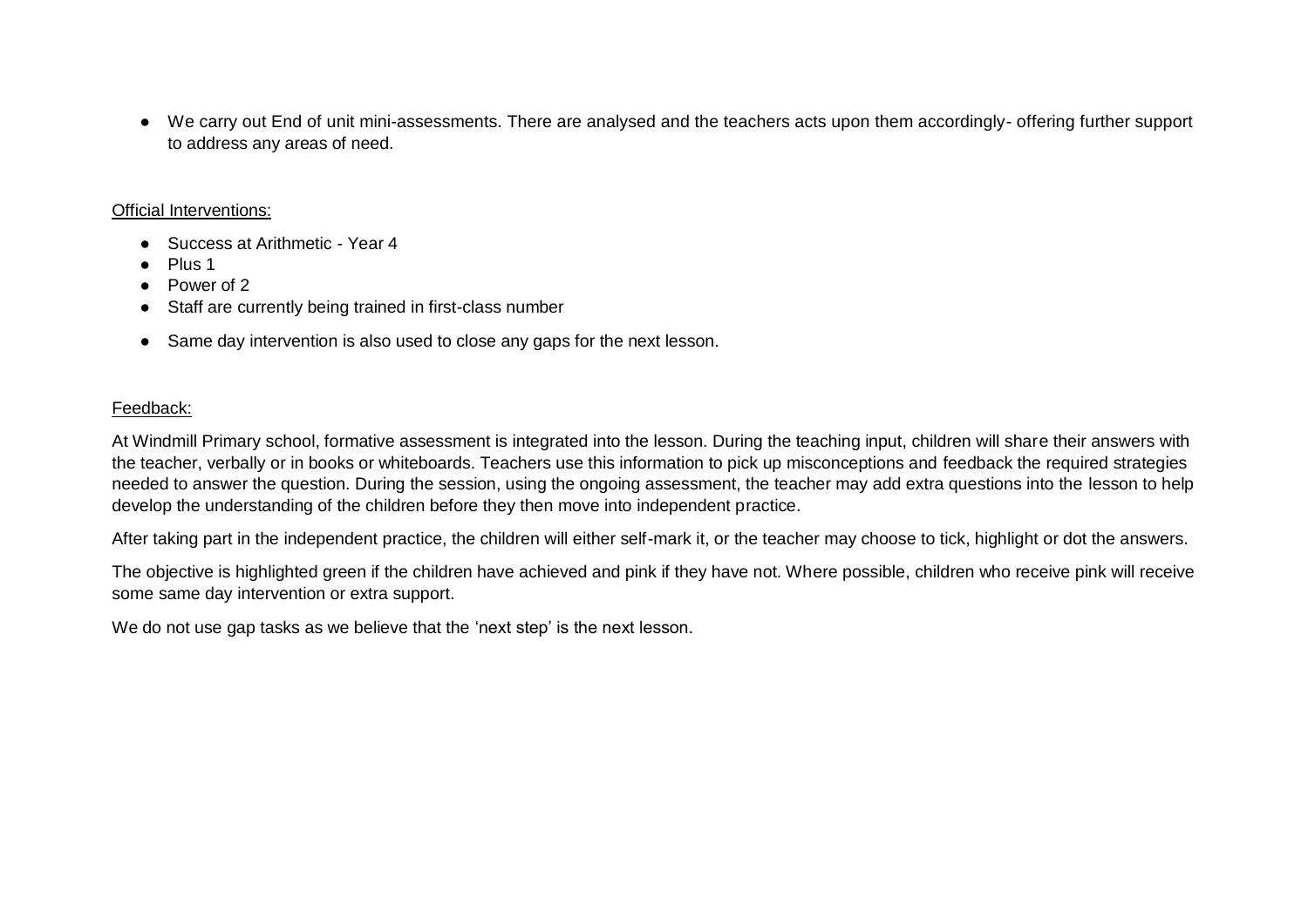- We carry out End of unit mini-assessments. There are analysed and the teachers acts upon them accordingly- offering further support to address any areas of need.

<u>Official Interventions:</u>

- Success at Arithmetic - Year 4
- Plus 1
- Power of 2
- Staff are currently being trained in first-class number
- Same day intervention is also used to close any gaps for the next lesson.

<u>Feedback:</u>

At Windmill Primary school, formative assessment is integrated into the lesson. During the teaching input, children will share their answers with the teacher, verbally or in books or whiteboards. Teachers use this information to pick up misconceptions and feedback the required strategies needed to answer the question. During the session, using the ongoing assessment, the teacher may add extra questions into the lesson to help develop the understanding of the children before they then move into independent practice.

After taking part in the independent practice, the children will either self-mark it, or the teacher may choose to tick, highlight or dot the answers.

The objective is highlighted green if the children have achieved and pink if they have not. Where possible, children who receive pink will receive some same day intervention or extra support.

We do not use gap tasks as we believe that the 'next step' is the next lesson.